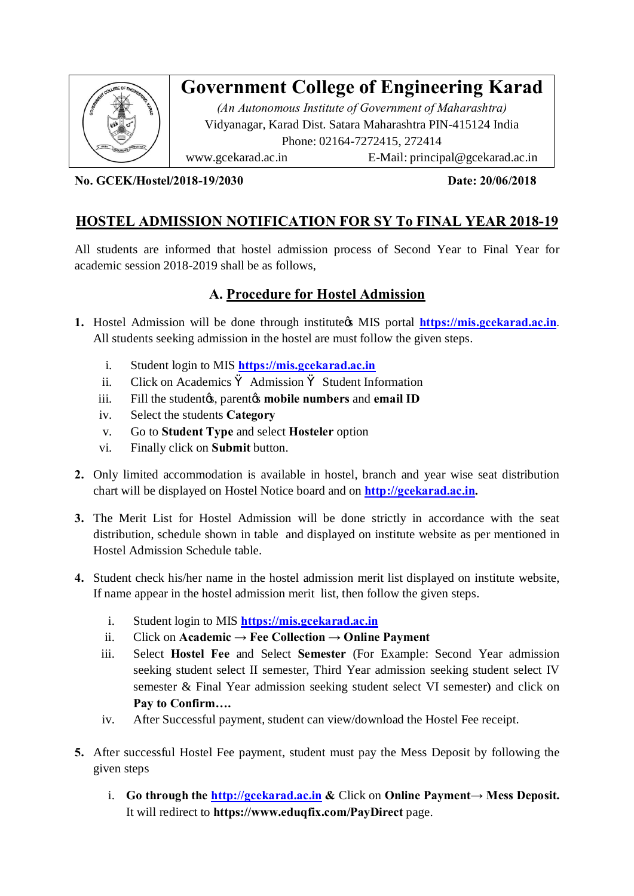# Government College of Engineering Karad

*(An Autonomous Institute of Government of Maharashtra)*

Vidyanagar, Karad Dist. Satara Maharashtra PIN-415124 India

Phone: 02164-7272415, 272414

www.gcekarad.ac.in E-Mail: principal@gcekarad.ac.in

**No. GCEK/Hostel/2018-19/2030** **Date: 20/06/2018**

## HOSTEL ADMISSION NOTIFICATION FOR SY To FINAL YEAR 2018-19

All students are informed that hostel admission process of Second Year to Final Year for academic session 2018-2019 shall be as follows,

### A. Procedure for Hostel Admission

1. Hostel Admission will be done through institute's MIS portal **https://mis.gcekarad.ac.in**. All students seeking admission in the hostel are must follow the given steps.
   1. Student login to MIS **https://mis.gcekarad.ac.in**
   2. Click on Academics → Admission → Student Information
   3. Fill the student's, parent's **mobile numbers** and **email ID**
   4. Select the students **Category**
   5. Go to **Student Type** and select **Hosteler** option
   6. Finally click on **Submit** button.
2. Only limited accommodation is available in hostel, branch and year wise seat distribution chart will be displayed on Hostel Notice board and on **http://gcekarad.ac.in.**
3. The Merit List for Hostel Admission will be done strictly in accordance with the seat distribution, schedule shown in table and displayed on institute website as per mentioned in Hostel Admission Schedule table.
4. Student check his/her name in the hostel admission merit list displayed on institute website, If name appear in the hostel admission merit list, then follow the given steps.
   1. Student login to MIS **https://mis.gcekarad.ac.in**
   2. Click on **Academic → Fee Collection → Online Payment**
   3. Select **Hostel Fee** and Select **Semester** (For Example: Second Year admission seeking student select II semester, Third Year admission seeking student select IV semester & Final Year admission seeking student select VI semester**)** and click on **Pay to Confirm….**
   4. After Successful payment, student can view/download the Hostel Fee receipt.
5. After successful Hostel Fee payment, student must pay the Mess Deposit by following the given steps
   1. **Go through the http://gcekarad.ac.in &** Click on **Online Payment→ Mess Deposit.** It will redirect to **https://www.eduqfix.com/PayDirect** page.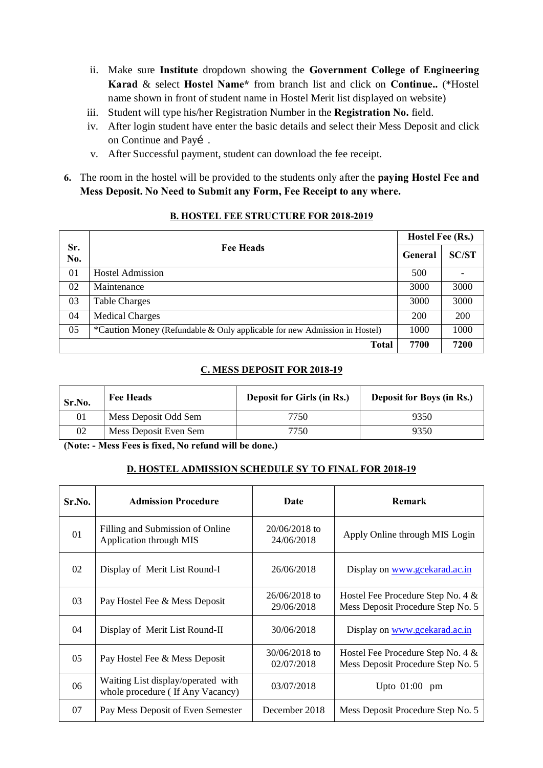ii. Make sure **Institute** dropdown showing the **Government College of Engineering Karad** & select **Hostel Name*** from branch list and click on **Continue..** (*Hostel name shown in front of student name in Hostel Merit list displayed on website)

iii. Student will type his/her Registration Number in the **Registration No.** field.

iv. After login student have enter the basic details and select their Mess Deposit and click on Continue and Payé .

v. After Successful payment, student can download the fee receipt.

**6.** The room in the hostel will be provided to the students only after the **paying Hostel Fee and Mess Deposit. No Need to Submit any Form, Fee Receipt to any where.**

## B. HOSTEL FEE STRUCTURE FOR 2018-2019

| Sr. No. | Fee Heads | Hostel Fee (Rs.) | |
|---|---|---|---|
| | | **General** | **SC/ST** |
| 01 | Hostel Admission | 500 | - |
| 02 | Maintenance | 3000 | 3000 |
| 03 | Table Charges | 3000 | 3000 |
| 04 | Medical Charges | 200 | 200 |
| 05 | *Caution Money (Refundable & Only applicable for new Admission in Hostel) | 1000 | 1000 |
| | **Total** | **7700** | **7200** |

## C. MESS DEPOSIT FOR 2018-19

| Sr.No. | Fee Heads | Deposit for Girls (in Rs.) | Deposit for Boys (in Rs.) |
|---|---|---|---|
| 01 | Mess Deposit Odd Sem | 7750 | 9350 |
| 02 | Mess Deposit Even Sem | 7750 | 9350 |

**(Note: - Mess Fees is fixed, No refund will be done.)**

## D. HOSTEL ADMISSION SCHEDULE SY TO FINAL FOR 2018-19

| Sr.No. | Admission Procedure | Date | Remark |
|---|---|---|---|
| 01 | Filling and Submission of Online Application through MIS | 20/06/2018 to 24/06/2018 | Apply Online through MIS Login |
| 02 | Display of Merit List Round-I | 26/06/2018 | Display on www.gcekarad.ac.in |
| 03 | Pay Hostel Fee & Mess Deposit | 26/06/2018 to 29/06/2018 | Hostel Fee Procedure Step No. 4 & Mess Deposit Procedure Step No. 5 |
| 04 | Display of Merit List Round-II | 30/06/2018 | Display on www.gcekarad.ac.in |
| 05 | Pay Hostel Fee & Mess Deposit | 30/06/2018 to 02/07/2018 | Hostel Fee Procedure Step No. 4 & Mess Deposit Procedure Step No. 5 |
| 06 | Waiting List display/operated with whole procedure ( If Any Vacancy) | 03/07/2018 | Upto 01:00 pm |
| 07 | Pay Mess Deposit of Even Semester | December 2018 | Mess Deposit Procedure Step No. 5 |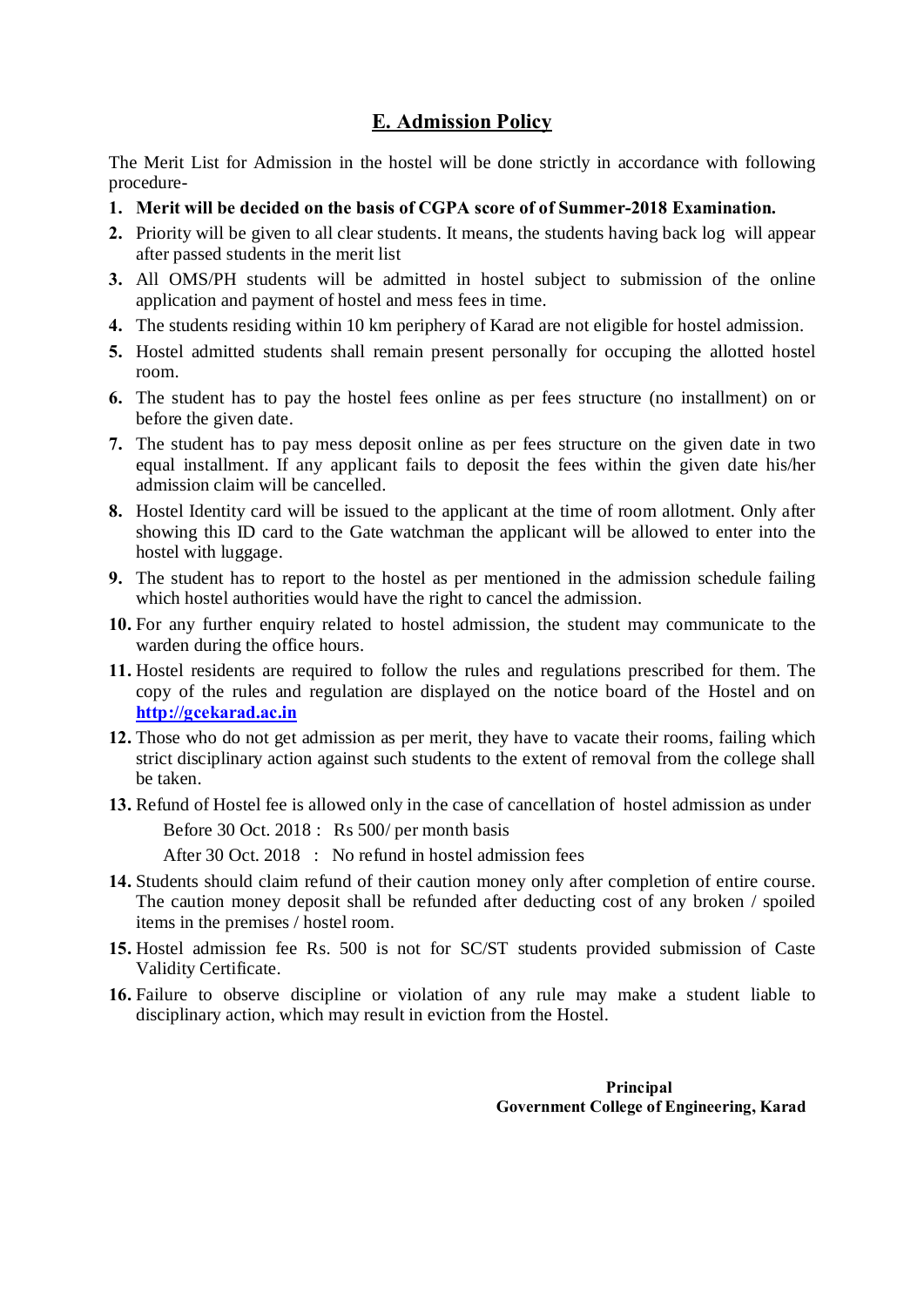## E. Admission Policy

The Merit List for Admission in the hostel will be done strictly in accordance with following procedure-

1. **Merit will be decided on the basis of CGPA score of of Summer-2018 Examination.**
2. Priority will be given to all clear students. It means, the students having back log will appear after passed students in the merit list
3. All OMS/PH students will be admitted in hostel subject to submission of the online application and payment of hostel and mess fees in time.
4. The students residing within 10 km periphery of Karad are not eligible for hostel admission.
5. Hostel admitted students shall remain present personally for occuping the allotted hostel room.
6. The student has to pay the hostel fees online as per fees structure (no installment) on or before the given date.
7. The student has to pay mess deposit online as per fees structure on the given date in two equal installment. If any applicant fails to deposit the fees within the given date his/her admission claim will be cancelled.
8. Hostel Identity card will be issued to the applicant at the time of room allotment. Only after showing this ID card to the Gate watchman the applicant will be allowed to enter into the hostel with luggage.
9. The student has to report to the hostel as per mentioned in the admission schedule failing which hostel authorities would have the right to cancel the admission.
10. For any further enquiry related to hostel admission, the student may communicate to the warden during the office hours.
11. Hostel residents are required to follow the rules and regulations prescribed for them. The copy of the rules and regulation are displayed on the notice board of the Hostel and on **http://gcekarad.ac.in**
12. Those who do not get admission as per merit, they have to vacate their rooms, failing which strict disciplinary action against such students to the extent of removal from the college shall be taken.
13. Refund of Hostel fee is allowed only in the case of cancellation of hostel admission as under

    Before 30 Oct. 2018 : Rs 500/ per month basis

    After 30 Oct. 2018 : No refund in hostel admission fees
14. Students should claim refund of their caution money only after completion of entire course. The caution money deposit shall be refunded after deducting cost of any broken / spoiled items in the premises / hostel room.
15. Hostel admission fee Rs. 500 is not for SC/ST students provided submission of Caste Validity Certificate.
16. Failure to observe discipline or violation of any rule may make a student liable to disciplinary action, which may result in eviction from the Hostel.

**Principal**
**Government College of Engineering, Karad**